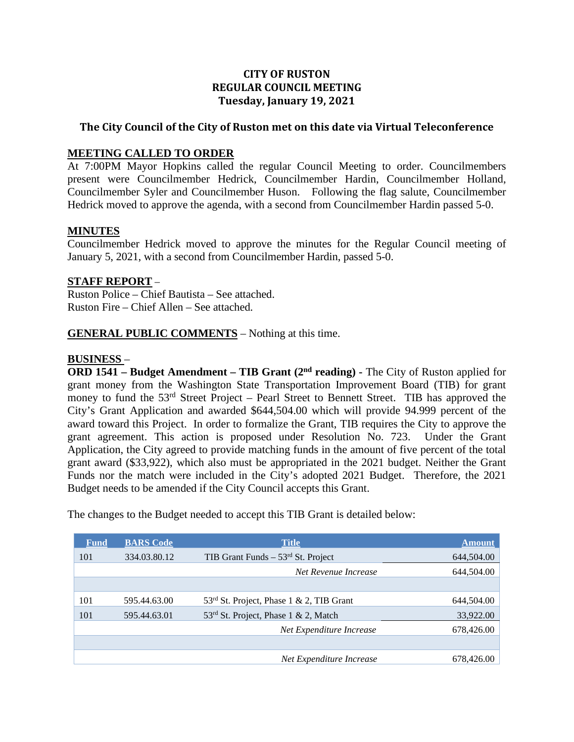# CITY OF RUSTON
## REGULAR COUNCIL MEETING
### Tuesday, January 19, 2021

**The City Council of the City of Ruston met on this date via Virtual Teleconference**

**MEETING CALLED TO ORDER**
At 7:00PM Mayor Hopkins called the regular Council Meeting to order. Councilmembers present were Councilmember Hedrick, Councilmember Hardin, Councilmember Holland, Councilmember Syler and Councilmember Huson. Following the flag salute, Councilmember Hedrick moved to approve the agenda, with a second from Councilmember Hardin passed 5-0.

**MINUTES**
Councilmember Hedrick moved to approve the minutes for the Regular Council meeting of January 5, 2021, with a second from Councilmember Hardin, passed 5-0.

**STAFF REPORT** –
Ruston Police – Chief Bautista – See attached.
Ruston Fire – Chief Allen – See attached.

**GENERAL PUBLIC COMMENTS** – Nothing at this time.

**BUSINESS** –
**ORD 1541 – Budget Amendment – TIB Grant (2nd reading) -** The City of Ruston applied for grant money from the Washington State Transportation Improvement Board (TIB) for grant money to fund the 53rd Street Project – Pearl Street to Bennett Street. TIB has approved the City's Grant Application and awarded $644,504.00 which will provide 94.999 percent of the award toward this Project. In order to formalize the Grant, TIB requires the City to approve the grant agreement. This action is proposed under Resolution No. 723. Under the Grant Application, the City agreed to provide matching funds in the amount of five percent of the total grant award ($33,922), which also must be appropriated in the 2021 budget. Neither the Grant Funds nor the match were included in the City's adopted 2021 Budget. Therefore, the 2021 Budget needs to be amended if the City Council accepts this Grant.

The changes to the Budget needed to accept this TIB Grant is detailed below:

| Fund | BARS Code | Title | Amount |
|---|---|---|---|
| 101 | 334.03.80.12 | TIB Grant Funds – 53rd St. Project | 644,504.00 |
| | | *Net Revenue Increase* | 644,504.00 |
| | | | |
| 101 | 595.44.63.00 | 53rd St. Project, Phase 1 & 2, TIB Grant | 644,504.00 |
| 101 | 595.44.63.01 | 53rd St. Project, Phase 1 & 2, Match | 33,922.00 |
| | | *Net Expenditure Increase* | 678,426.00 |
| | | | |
| | | *Net Expenditure Increase* | 678,426.00 |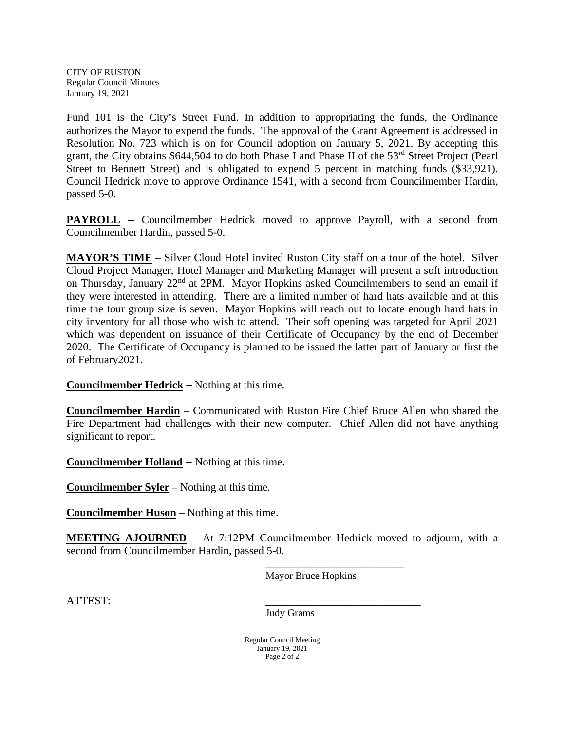Fund 101 is the City's Street Fund. In addition to appropriating the funds, the Ordinance authorizes the Mayor to expend the funds. The approval of the Grant Agreement is addressed in Resolution No. 723 which is on for Council adoption on January 5, 2021. By accepting this grant, the City obtains $644,504 to do both Phase I and Phase II of the 53rd Street Project (Pearl Street to Bennett Street) and is obligated to expend 5 percent in matching funds ($33,921). Council Hedrick move to approve Ordinance 1541, with a second from Councilmember Hardin, passed 5-0.

**PAYROLL** – Councilmember Hedrick moved to approve Payroll, with a second from Councilmember Hardin, passed 5-0.

**MAYOR'S TIME** – Silver Cloud Hotel invited Ruston City staff on a tour of the hotel. Silver Cloud Project Manager, Hotel Manager and Marketing Manager will present a soft introduction on Thursday, January 22nd at 2PM. Mayor Hopkins asked Councilmembers to send an email if they were interested in attending. There are a limited number of hard hats available and at this time the tour group size is seven. Mayor Hopkins will reach out to locate enough hard hats in city inventory for all those who wish to attend. Their soft opening was targeted for April 2021 which was dependent on issuance of their Certificate of Occupancy by the end of December 2020. The Certificate of Occupancy is planned to be issued the latter part of January or first the of February2021.

**Councilmember Hedrick** – Nothing at this time.

**Councilmember Hardin** – Communicated with Ruston Fire Chief Bruce Allen who shared the Fire Department had challenges with their new computer. Chief Allen did not have anything significant to report.

**Councilmember Holland** – Nothing at this time.

**Councilmember Syler** – Nothing at this time.

**Councilmember Huson** – Nothing at this time.

**MEETING AJOURNED** – At 7:12PM Councilmember Hedrick moved to adjourn, with a second from Councilmember Hardin, passed 5-0.

___________________________
Mayor Bruce Hopkins

ATTEST:

_____________________________
Judy Grams